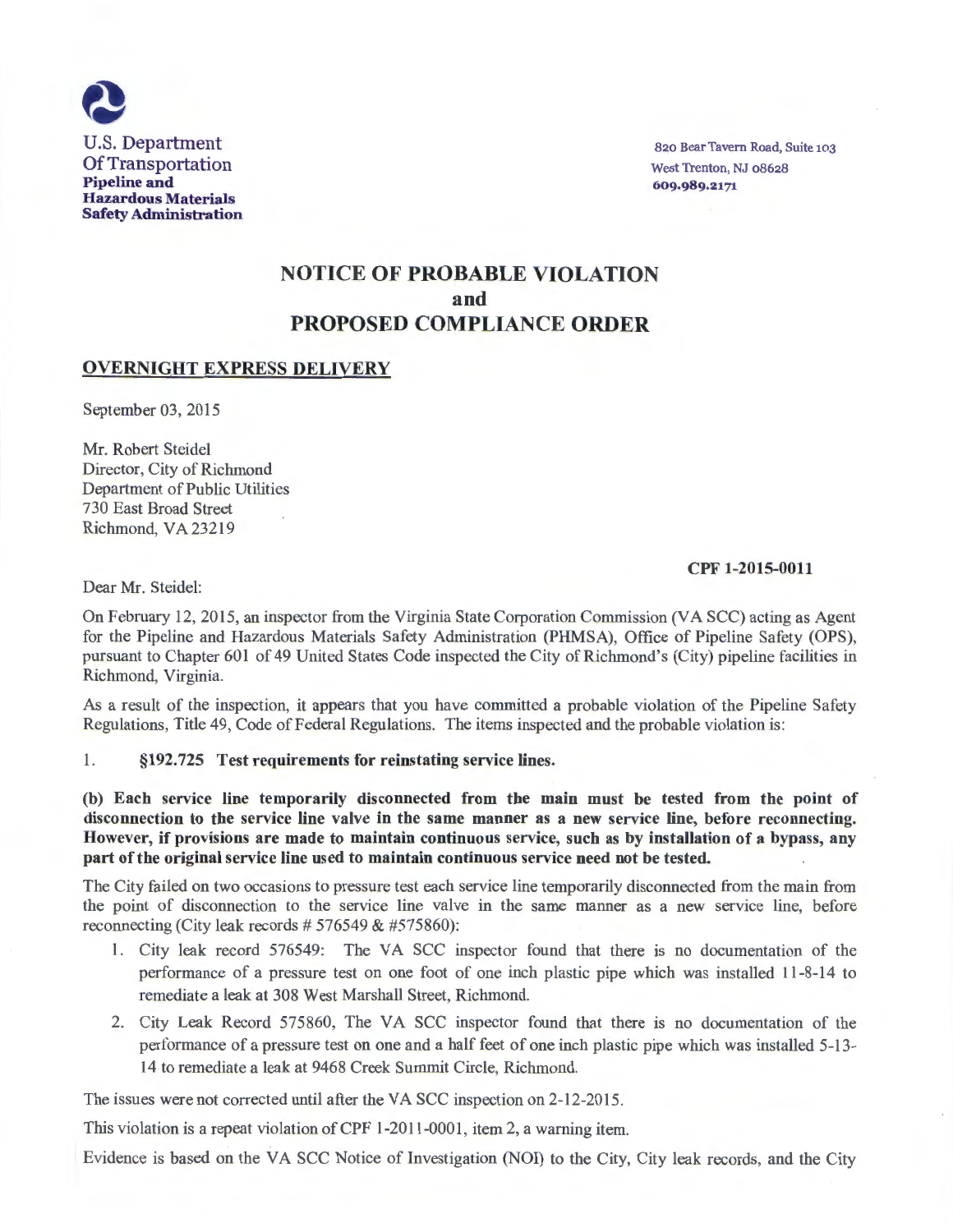U.S. Department
Of Transportation
**Pipeline and**
**Hazardous Materials**
**Safety Administration**

820 Bear Tavern Road, Suite 103
West Trenton, NJ 08628
609.989.2171

# NOTICE OF PROBABLE VIOLATION and PROPOSED COMPLIANCE ORDER

**OVERNIGHT EXPRESS DELIVERY**

September 03, 2015

Mr. Robert Steidel
Director, City of Richmond
Department of Public Utilities
730 East Broad Street
Richmond, VA 23219

**CPF 1-2015-0011**

Dear Mr. Steidel:

On February 12, 2015, an inspector from the Virginia State Corporation Commission (VA SCC) acting as Agent for the Pipeline and Hazardous Materials Safety Administration (PHMSA), Office of Pipeline Safety (OPS), pursuant to Chapter 601 of 49 United States Code inspected the City of Richmond's (City) pipeline facilities in Richmond, Virginia.

As a result of the inspection, it appears that you have committed a probable violation of the Pipeline Safety Regulations, Title 49, Code of Federal Regulations. The items inspected and the probable violation is:

1. **§192.725 Test requirements for reinstating service lines.**

**(b) Each service line temporarily disconnected from the main must be tested from the point of disconnection to the service line valve in the same manner as a new service line, before reconnecting. However, if provisions are made to maintain continuous service, such as by installation of a bypass, any part of the original service line used to maintain continuous service need not be tested.**

The City failed on two occasions to pressure test each service line temporarily disconnected from the main from the point of disconnection to the service line valve in the same manner as a new service line, before reconnecting (City leak records # 576549 & #575860):

1. City leak record 576549: The VA SCC inspector found that there is no documentation of the performance of a pressure test on one foot of one inch plastic pipe which was installed 11-8-14 to remediate a leak at 308 West Marshall Street, Richmond.
2. City Leak Record 575860, The VA SCC inspector found that there is no documentation of the performance of a pressure test on one and a half feet of one inch plastic pipe which was installed 5-13-14 to remediate a leak at 9468 Creek Summit Circle, Richmond.

The issues were not corrected until after the VA SCC inspection on 2-12-2015.

This violation is a repeat violation of CPF 1-2011-0001, item 2, a warning item.

Evidence is based on the VA SCC Notice of Investigation (NOI) to the City, City leak records, and the City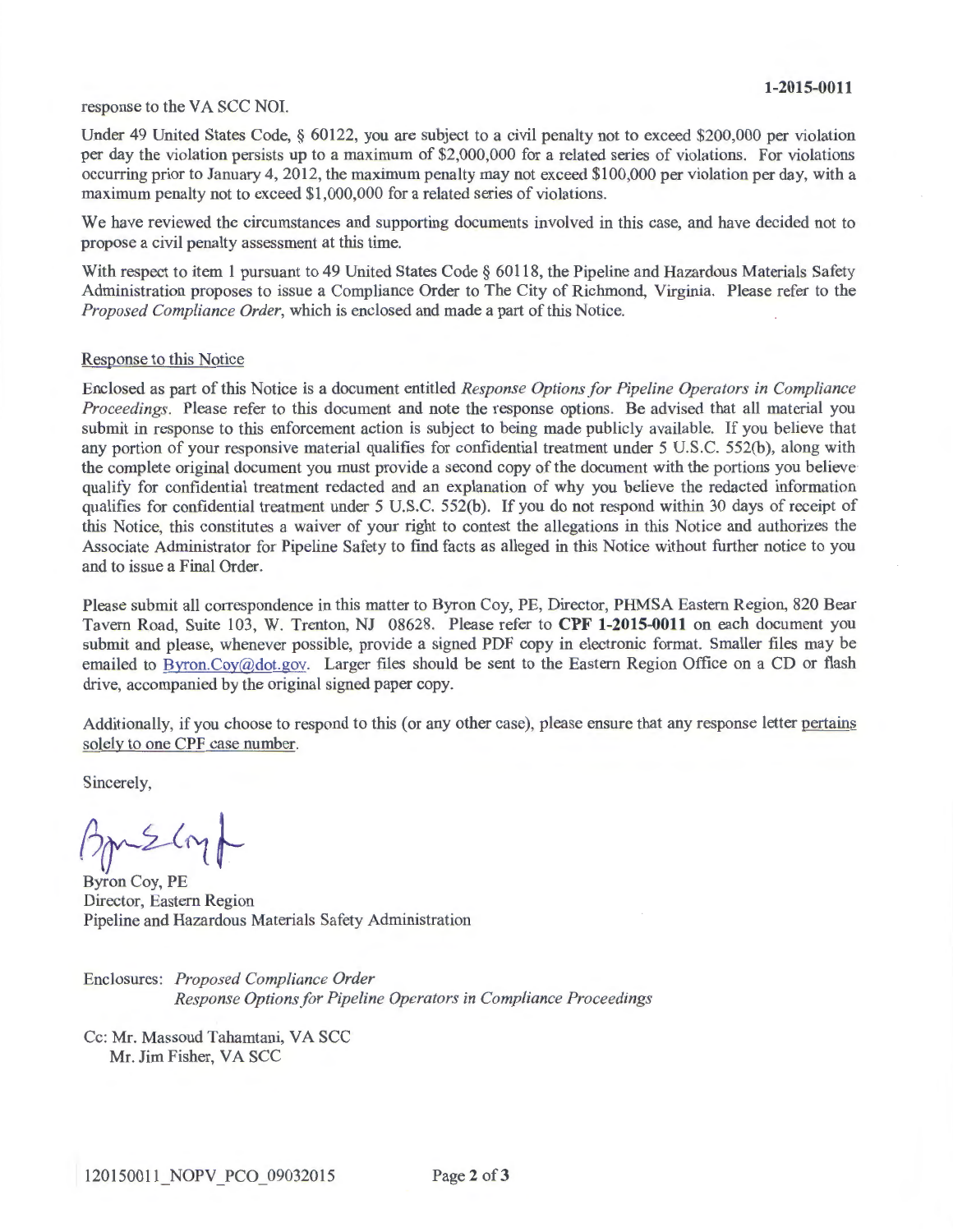response to the VA SCC NOI.

Under 49 United States Code, § 60122, you are subject to a civil penalty not to exceed $200,000 per violation per day the violation persists up to a maximum of $2,000,000 for a related series of violations. For violations occurring prior to January 4, 2012, the maximum penalty may not exceed $100,000 per violation per day, with a maximum penalty not to exceed $1,000,000 for a related series of violations.

We have reviewed the circumstances and supporting documents involved in this case, and have decided not to propose a civil penalty assessment at this time.

With respect to item 1 pursuant to 49 United States Code § 60118, the Pipeline and Hazardous Materials Safety Administration proposes to issue a Compliance Order to The City of Richmond, Virginia. Please refer to the *Proposed Compliance Order*, which is enclosed and made a part of this Notice.

Response to this Notice

Enclosed as part of this Notice is a document entitled *Response Options for Pipeline Operators in Compliance Proceedings*. Please refer to this document and note the response options. Be advised that all material you submit in response to this enforcement action is subject to being made publicly available. If you believe that any portion of your responsive material qualifies for confidential treatment under 5 U.S.C. 552(b), along with the complete original document you must provide a second copy of the document with the portions you believe qualify for confidential treatment redacted and an explanation of why you believe the redacted information qualifies for confidential treatment under 5 U.S.C. 552(b). If you do not respond within 30 days of receipt of this Notice, this constitutes a waiver of your right to contest the allegations in this Notice and authorizes the Associate Administrator for Pipeline Safety to find facts as alleged in this Notice without further notice to you and to issue a Final Order.

Please submit all correspondence in this matter to Byron Coy, PE, Director, PHMSA Eastern Region, 820 Bear Tavern Road, Suite 103, W. Trenton, NJ 08628. Please refer to **CPF 1-2015-0011** on each document you submit and please, whenever possible, provide a signed PDF copy in electronic format. Smaller files may be emailed to Byron.Coy@dot.gov. Larger files should be sent to the Eastern Region Office on a CD or flash drive, accompanied by the original signed paper copy.

Additionally, if you choose to respond to this (or any other case), please ensure that any response letter pertains solely to one CPF case number.

Sincerely,

Byron Coy, PE
Director, Eastern Region
Pipeline and Hazardous Materials Safety Administration

Enclosures: *Proposed Compliance Order*
*Response Options for Pipeline Operators in Compliance Proceedings*

Cc: Mr. Massoud Tahamtani, VA SCC
Mr. Jim Fisher, VA SCC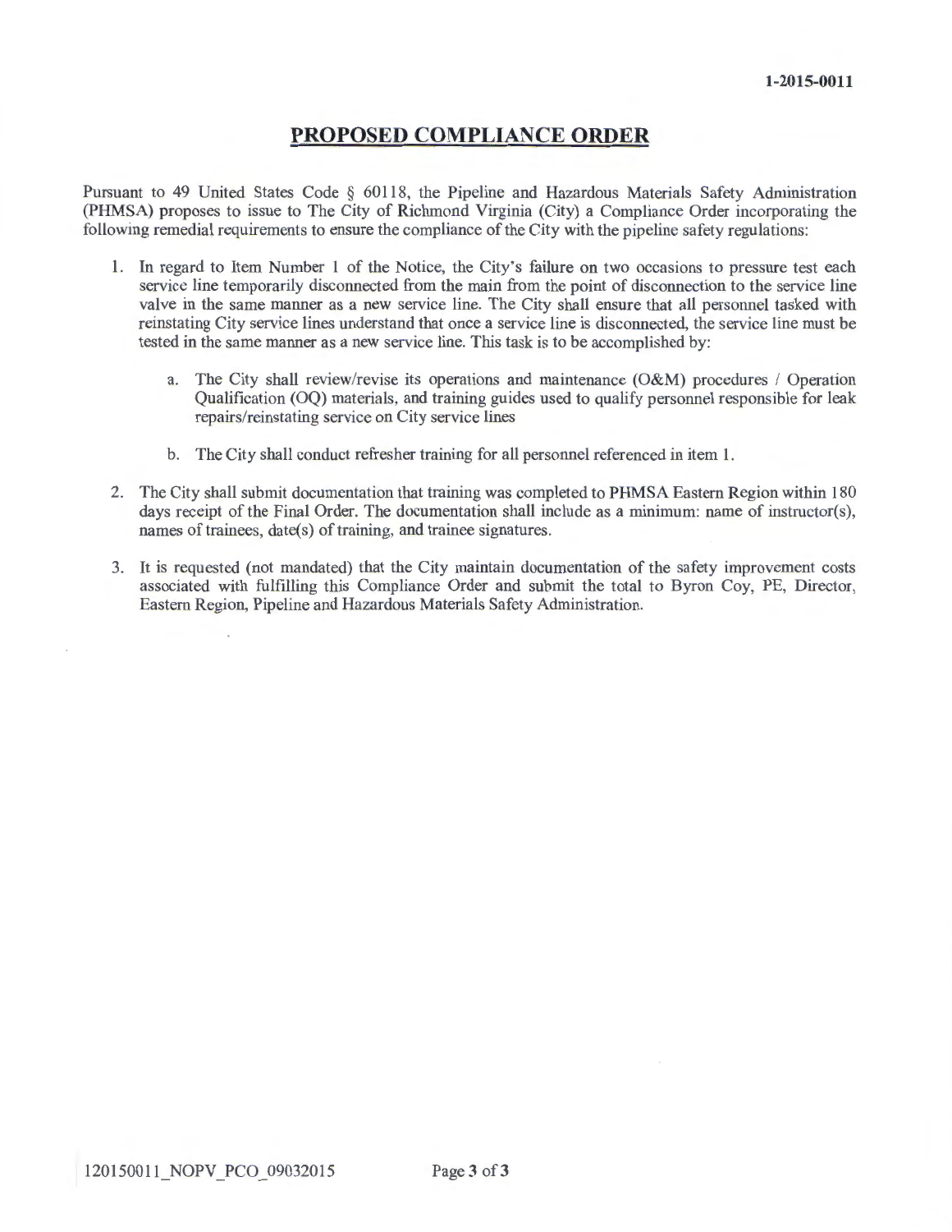1-2015-0011

# PROPOSED COMPLIANCE ORDER

Pursuant to 49 United States Code § 60118, the Pipeline and Hazardous Materials Safety Administration (PHMSA) proposes to issue to The City of Richmond Virginia (City) a Compliance Order incorporating the following remedial requirements to ensure the compliance of the City with the pipeline safety regulations:

1. In regard to Item Number 1 of the Notice, the City's failure on two occasions to pressure test each service line temporarily disconnected from the main from the point of disconnection to the service line valve in the same manner as a new service line. The City shall ensure that all personnel tasked with reinstating City service lines understand that once a service line is disconnected, the service line must be tested in the same manner as a new service line. This task is to be accomplished by:

    a. The City shall review/revise its operations and maintenance (O&M) procedures / Operation Qualification (OQ) materials, and training guides used to qualify personnel responsible for leak repairs/reinstating service on City service lines

    b. The City shall conduct refresher training for all personnel referenced in item 1.

2. The City shall submit documentation that training was completed to PHMSA Eastern Region within 180 days receipt of the Final Order. The documentation shall include as a minimum: name of instructor(s), names of trainees, date(s) of training, and trainee signatures.

3. It is requested (not mandated) that the City maintain documentation of the safety improvement costs associated with fulfilling this Compliance Order and submit the total to Byron Coy, PE, Director, Eastern Region, Pipeline and Hazardous Materials Safety Administration.

120150011_NOPV_PCO_09032015